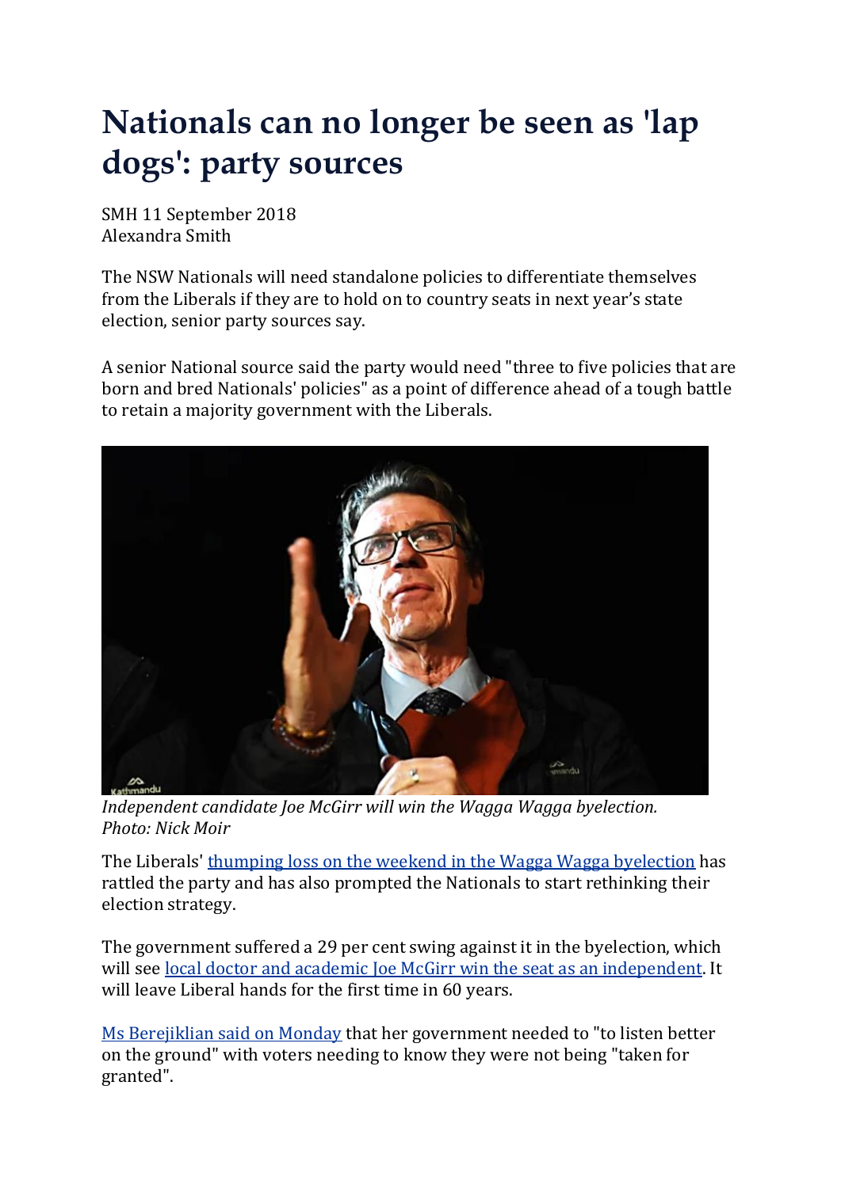# Nationals can no longer be seen as 'lap dogs': party sources

SMH 11 September 2018
Alexandra Smith

The NSW Nationals will need standalone policies to differentiate themselves from the Liberals if they are to hold on to country seats in next year's state election, senior party sources say.

A senior National source said the party would need "three to five policies that are born and bred Nationals' policies" as a point of difference ahead of a tough battle to retain a majority government with the Liberals.

*Independent candidate Joe McGirr will win the Wagga Wagga byelection. Photo: Nick Moir*

The Liberals' [thumping loss on the weekend in the Wagga Wagga byelection]() has rattled the party and has also prompted the Nationals to start rethinking their election strategy.

The government suffered a 29 per cent swing against it in the byelection, which will see [local doctor and academic Joe McGirr win the seat as an independent](). It will leave Liberal hands for the first time in 60 years.

[Ms Berejiklian said on Monday]() that her government needed to "to listen better on the ground" with voters needing to know they were not being "taken for granted".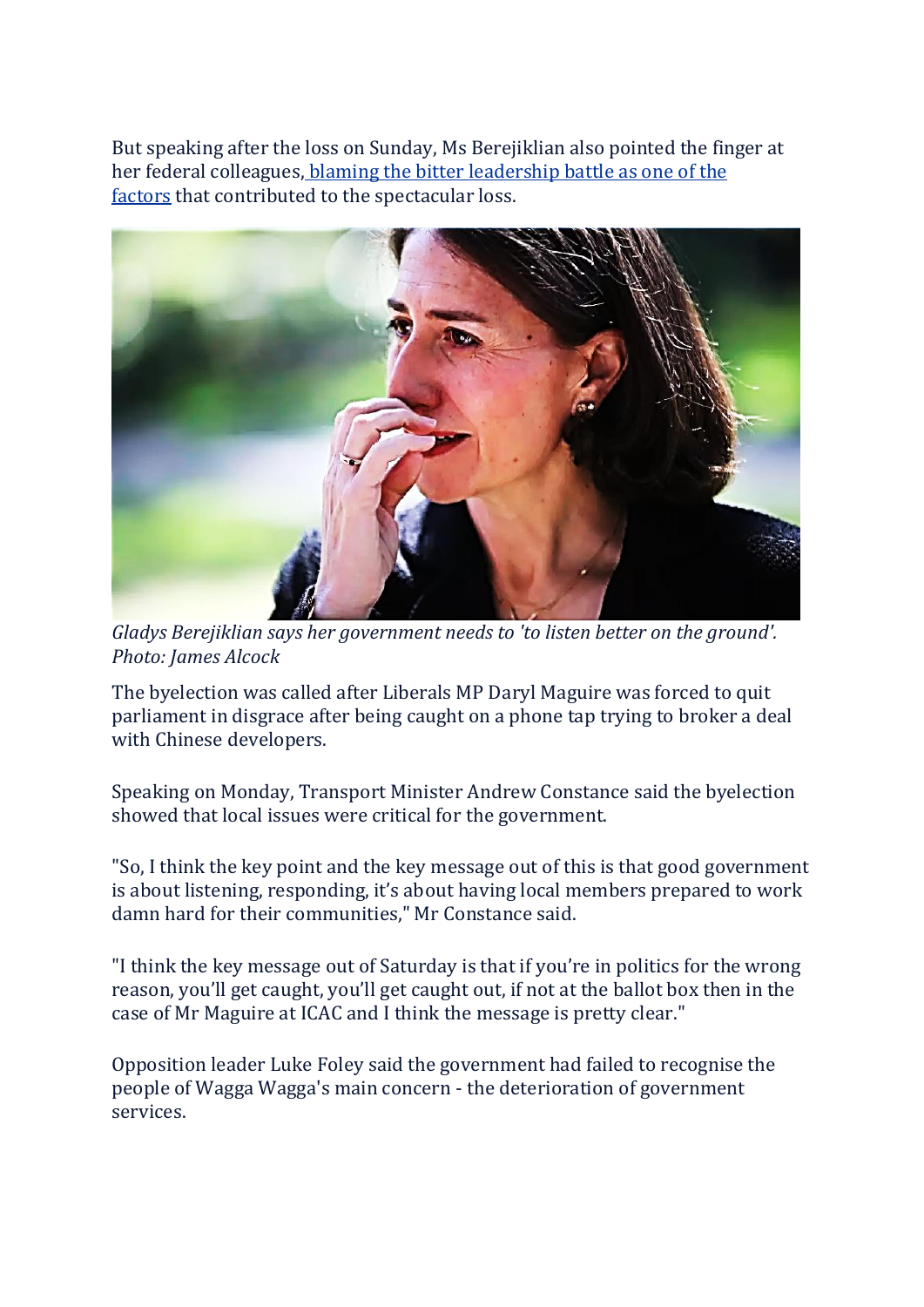But speaking after the loss on Sunday, Ms Berejiklian also pointed the finger at her federal colleagues, blaming the bitter leadership battle as one of the factors that contributed to the spectacular loss.

*Gladys Berejiklian says her government needs to 'to listen better on the ground'. Photo: James Alcock*

The byelection was called after Liberals MP Daryl Maguire was forced to quit parliament in disgrace after being caught on a phone tap trying to broker a deal with Chinese developers.

Speaking on Monday, Transport Minister Andrew Constance said the byelection showed that local issues were critical for the government.

"So, I think the key point and the key message out of this is that good government is about listening, responding, it's about having local members prepared to work damn hard for their communities," Mr Constance said.

"I think the key message out of Saturday is that if you're in politics for the wrong reason, you'll get caught, you'll get caught out, if not at the ballot box then in the case of Mr Maguire at ICAC and I think the message is pretty clear."

Opposition leader Luke Foley said the government had failed to recognise the people of Wagga Wagga's main concern - the deterioration of government services.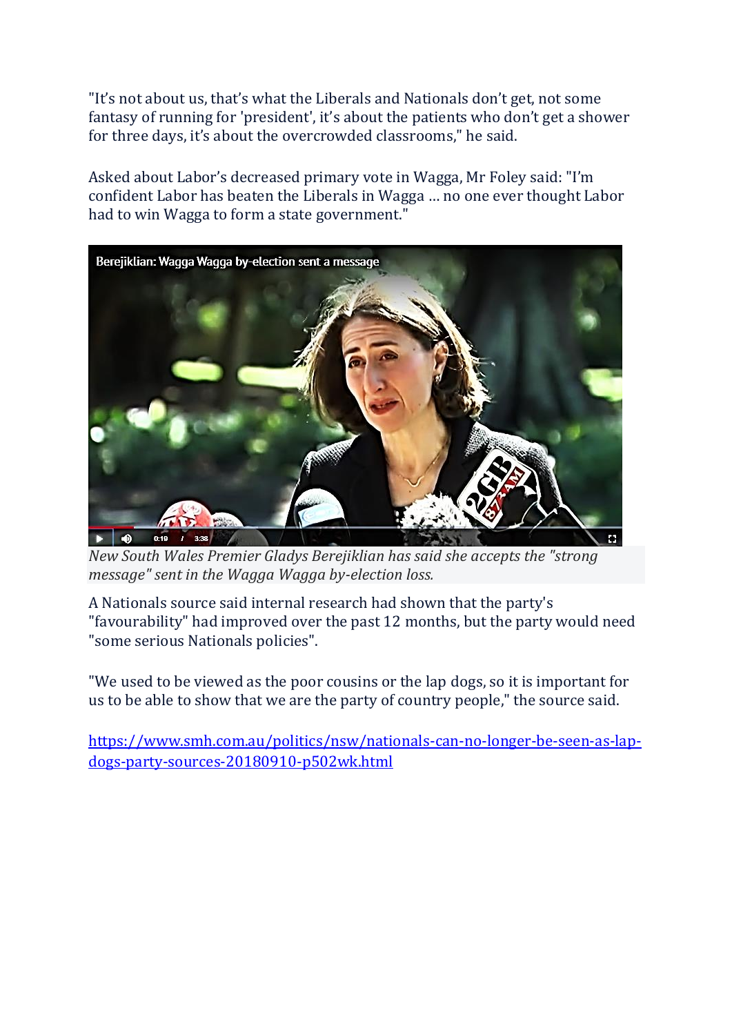"It's not about us, that's what the Liberals and Nationals don't get, not some fantasy of running for 'president', it's about the patients who don't get a shower for three days, it's about the overcrowded classrooms," he said.

Asked about Labor's decreased primary vote in Wagga, Mr Foley said: "I'm confident Labor has beaten the Liberals in Wagga ... no one ever thought Labor had to win Wagga to form a state government."

*New South Wales Premier Gladys Berejiklian has said she accepts the "strong message" sent in the Wagga Wagga by-election loss.*

A Nationals source said internal research had shown that the party's "favourability" had improved over the past 12 months, but the party would need "some serious Nationals policies".

"We used to be viewed as the poor cousins or the lap dogs, so it is important for us to be able to show that we are the party of country people," the source said.

[https://www.smh.com.au/politics/nsw/nationals-can-no-longer-be-seen-as-lap-dogs-party-sources-20180910-p502wk.html](https://www.smh.com.au/politics/nsw/nationals-can-no-longer-be-seen-as-lap-dogs-party-sources-20180910-p502wk.html)